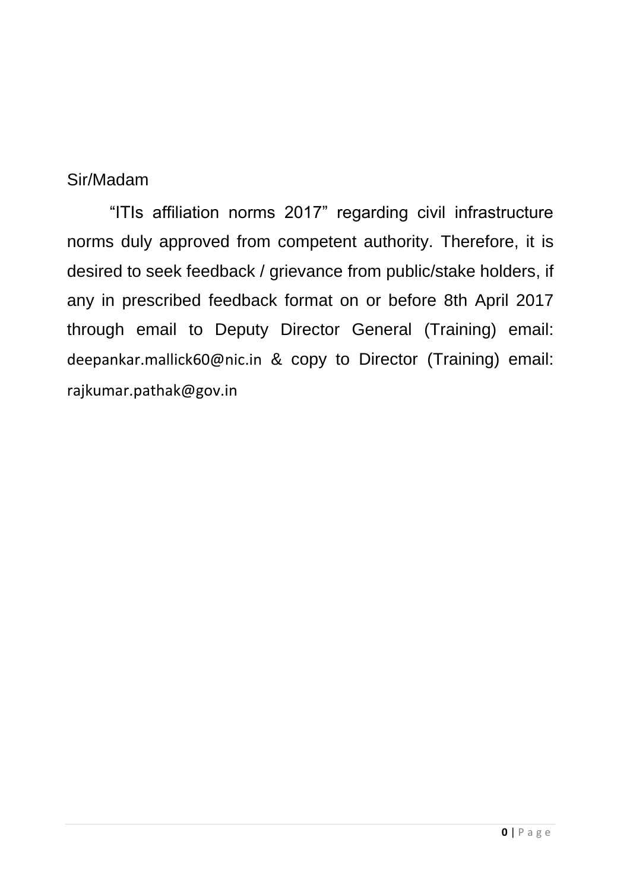Sir/Madam

“ITIs affiliation norms 2017” regarding civil infrastructure norms duly approved from competent authority. Therefore, it is desired to seek feedback / grievance from public/stake holders, if any in prescribed feedback format on or before 8th April 2017 through email to Deputy Director General (Training) email: deepankar.mallick60@nic.in & copy to Director (Training) email: rajkumar.pathak@gov.in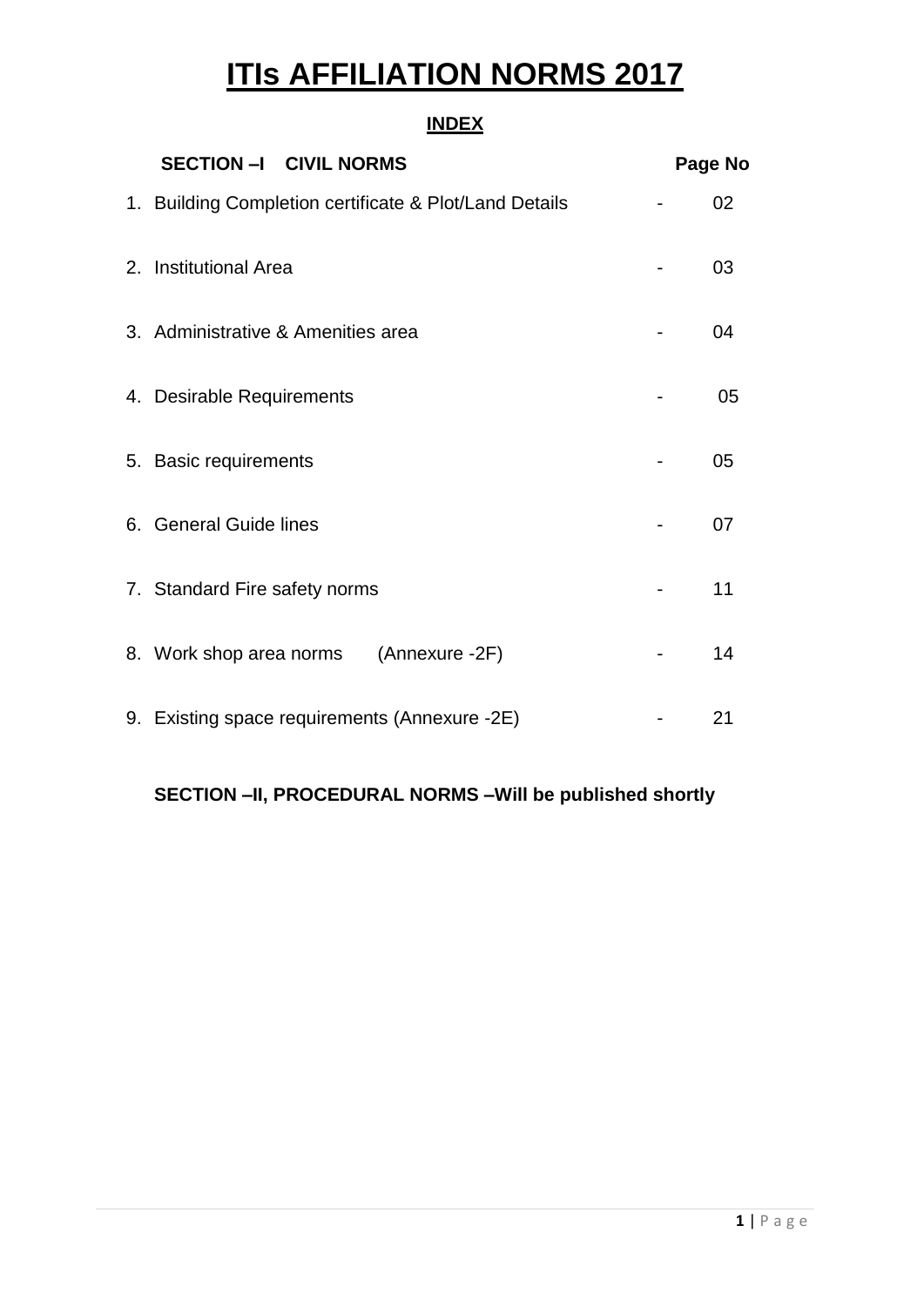# ITIs AFFILIATION NORMS 2017

## INDEX

| SECTION –I CIVIL NORMS | | Page No |
|---|---|---|
| 1. Building Completion certificate & Plot/Land Details | - | 02 |
| 2. Institutional Area | - | 03 |
| 3. Administrative & Amenities area | - | 04 |
| 4. Desirable Requirements | - | 05 |
| 5. Basic requirements | - | 05 |
| 6. General Guide lines | - | 07 |
| 7. Standard Fire safety norms | - | 11 |
| 8. Work shop area norms (Annexure -2F) | - | 14 |
| 9. Existing space requirements (Annexure -2E) | - | 21 |

**SECTION –II, PROCEDURAL NORMS –Will be published shortly**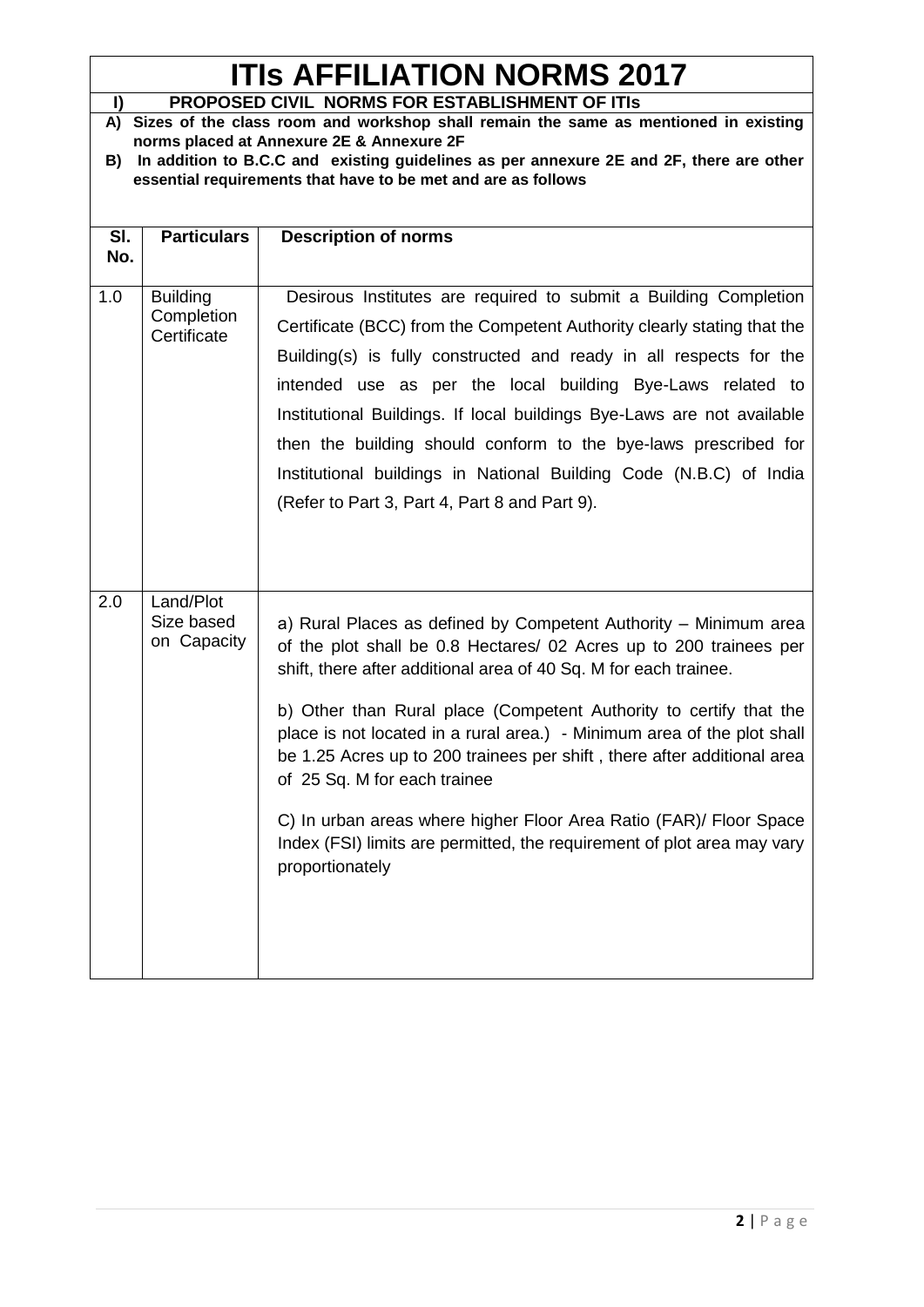# ITIs AFFILIATION NORMS 2017

## I) PROPOSED CIVIL NORMS FOR ESTABLISHMENT OF ITIs

**A) Sizes of the class room and workshop shall remain the same as mentioned in existing norms placed at Annexure 2E & Annexure 2F**

**B) In addition to B.C.C and existing guidelines as per annexure 2E and 2F, there are other essential requirements that have to be met and are as follows**

| Sl. No. | Particulars | Description of norms |
|---|---|---|
| 1.0 | Building Completion Certificate | Desirous Institutes are required to submit a Building Completion Certificate (BCC) from the Competent Authority clearly stating that the Building(s) is fully constructed and ready in all respects for the intended use as per the local building Bye-Laws related to Institutional Buildings. If local buildings Bye-Laws are not available then the building should conform to the bye-laws prescribed for Institutional buildings in National Building Code (N.B.C) of India (Refer to Part 3, Part 4, Part 8 and Part 9). |
| 2.0 | Land/Plot Size based on Capacity | a) Rural Places as defined by Competent Authority – Minimum area of the plot shall be 0.8 Hectares/ 02 Acres up to 200 trainees per shift, there after additional area of 40 Sq. M for each trainee.<br><br>b) Other than Rural place (Competent Authority to certify that the place is not located in a rural area.) - Minimum area of the plot shall be 1.25 Acres up to 200 trainees per shift , there after additional area of 25 Sq. M for each trainee<br><br>C) In urban areas where higher Floor Area Ratio (FAR)/ Floor Space Index (FSI) limits are permitted, the requirement of plot area may vary proportionately |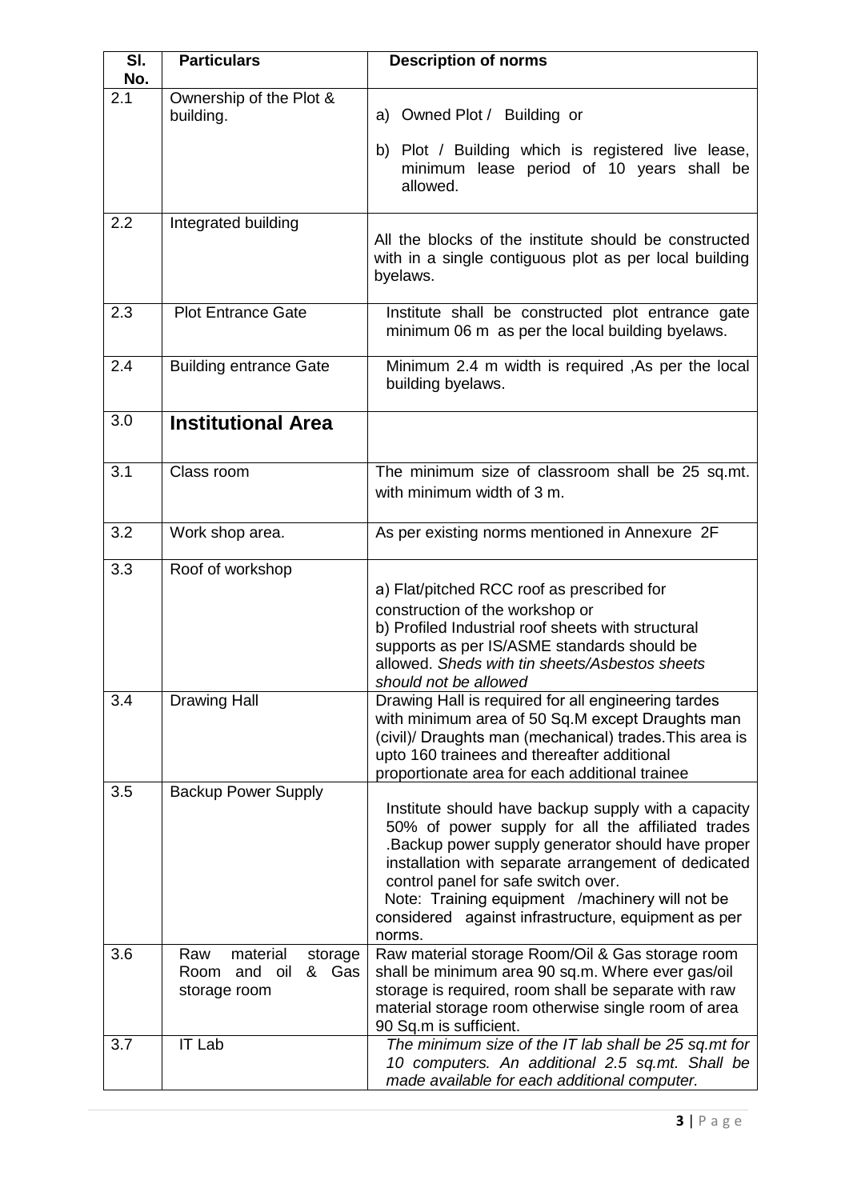| Sl. No. | Particulars | Description of norms |
|---|---|---|
| 2.1 | Ownership of the Plot & building. | a) Owned Plot / Building or<br>b) Plot / Building which is registered live lease, minimum lease period of 10 years shall be allowed. |
| 2.2 | Integrated building | All the blocks of the institute should be constructed with in a single contiguous plot as per local building byelaws. |
| 2.3 | Plot Entrance Gate | Institute shall be constructed plot entrance gate minimum 06 m as per the local building byelaws. |
| 2.4 | Building entrance Gate | Minimum 2.4 m width is required ,As per the local building byelaws. |
| 3.0 | **Institutional Area** | |
| 3.1 | Class room | The minimum size of classroom shall be 25 sq.mt. with minimum width of 3 m. |
| 3.2 | Work shop area. | As per existing norms mentioned in Annexure 2F |
| 3.3 | Roof of workshop | a) Flat/pitched RCC roof as prescribed for construction of the workshop or<br>b) Profiled Industrial roof sheets with structural supports as per IS/ASME standards should be allowed. *Sheds with tin sheets/Asbestos sheets should not be allowed* |
| 3.4 | Drawing Hall | Drawing Hall is required for all engineering tardes with minimum area of 50 Sq.M except Draughts man (civil)/ Draughts man (mechanical) trades.This area is upto 160 trainees and thereafter additional proportionate area for each additional trainee |
| 3.5 | Backup Power Supply | Institute should have backup supply with a capacity 50% of power supply for all the affiliated trades .Backup power supply generator should have proper installation with separate arrangement of dedicated control panel for safe switch over.<br>Note: Training equipment /machinery will not be considered against infrastructure, equipment as per norms. |
| 3.6 | Raw material storage Room and oil & Gas storage room | Raw material storage Room/Oil & Gas storage room shall be minimum area 90 sq.m. Where ever gas/oil storage is required, room shall be separate with raw material storage room otherwise single room of area 90 Sq.m is sufficient. |
| 3.7 | IT Lab | *The minimum size of the IT lab shall be 25 sq.mt for 10 computers. An additional 2.5 sq.mt. Shall be made available for each additional computer.* |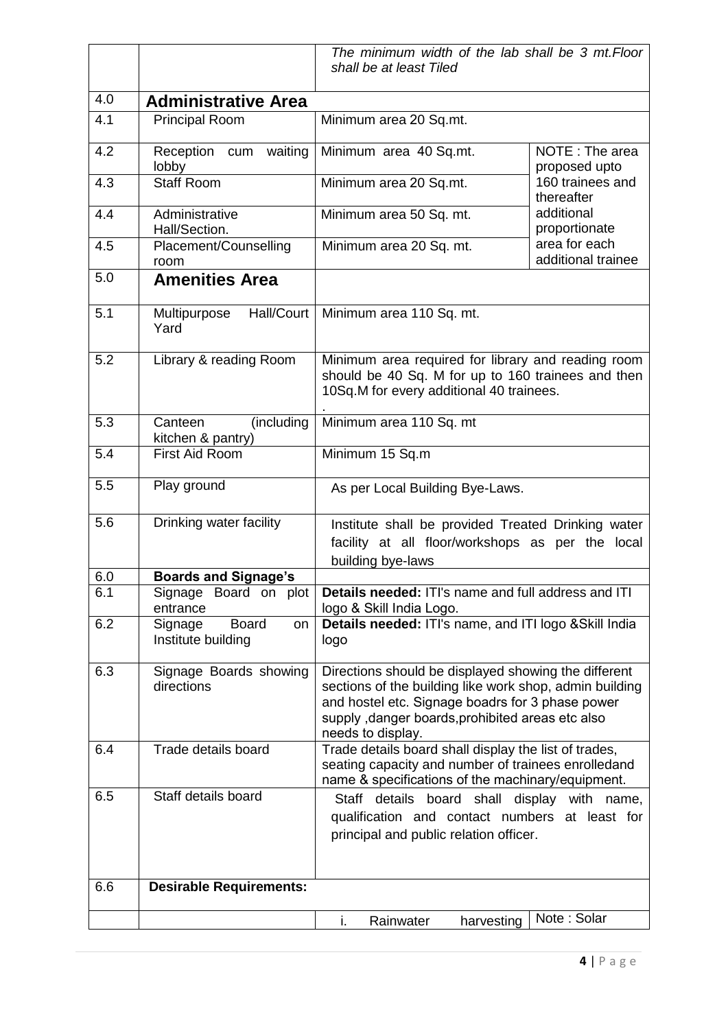|  |  | *The minimum width of the lab shall be 3 mt.Floor shall be at least Tiled* |  |
|---|---|---|---|
| 4.0 | **Administrative Area** |  |  |
| 4.1 | Principal Room | Minimum area 20 Sq.mt. |  |
| 4.2 | Reception cum waiting lobby | Minimum area 40 Sq.mt. | NOTE : The area proposed upto 160 trainees and thereafter additional proportionate area for each additional trainee |
| 4.3 | Staff Room | Minimum area 20 Sq.mt. |  |
| 4.4 | Administrative Hall/Section. | Minimum area 50 Sq. mt. |  |
| 4.5 | Placement/Counselling room | Minimum area 20 Sq. mt. |  |
| 5.0 | **Amenities Area** |  |  |
| 5.1 | Multipurpose Hall/Court Yard | Minimum area 110 Sq. mt. |  |
| 5.2 | Library & reading Room | Minimum area required for library and reading room should be 40 Sq. M for up to 160 trainees and then 10Sq.M for every additional 40 trainees. . |  |
| 5.3 | Canteen (including kitchen & pantry) | Minimum area 110 Sq. mt |  |
| 5.4 | First Aid Room | Minimum 15 Sq.m |  |
| 5.5 | Play ground | As per Local Building Bye-Laws. |  |
| 5.6 | Drinking water facility | Institute shall be provided Treated Drinking water facility at all floor/workshops as per the local building bye-laws |  |
| 6.0 | **Boards and Signage's** |  |  |
| 6.1 | Signage Board on plot entrance | **Details needed:** ITI's name and full address and ITI logo & Skill India Logo. |  |
| 6.2 | Signage Board on Institute building | **Details needed:** ITI's name, and ITI logo &Skill India logo |  |
| 6.3 | Signage Boards showing directions | Directions should be displayed showing the different sections of the building like work shop, admin building and hostel etc. Signage boadrs for 3 phase power supply ,danger boards,prohibited areas etc also needs to display. |  |
| 6.4 | Trade details board | Trade details board shall display the list of trades, seating capacity and number of trainees enrolledand name & specifications of the machinary/equipment. |  |
| 6.5 | Staff details board | Staff details board shall display with name, qualification and contact numbers at least for principal and public relation officer. |  |
| 6.6 | **Desirable Requirements:** |  |  |
|  |  | i. Rainwater harvesting | Note : Solar |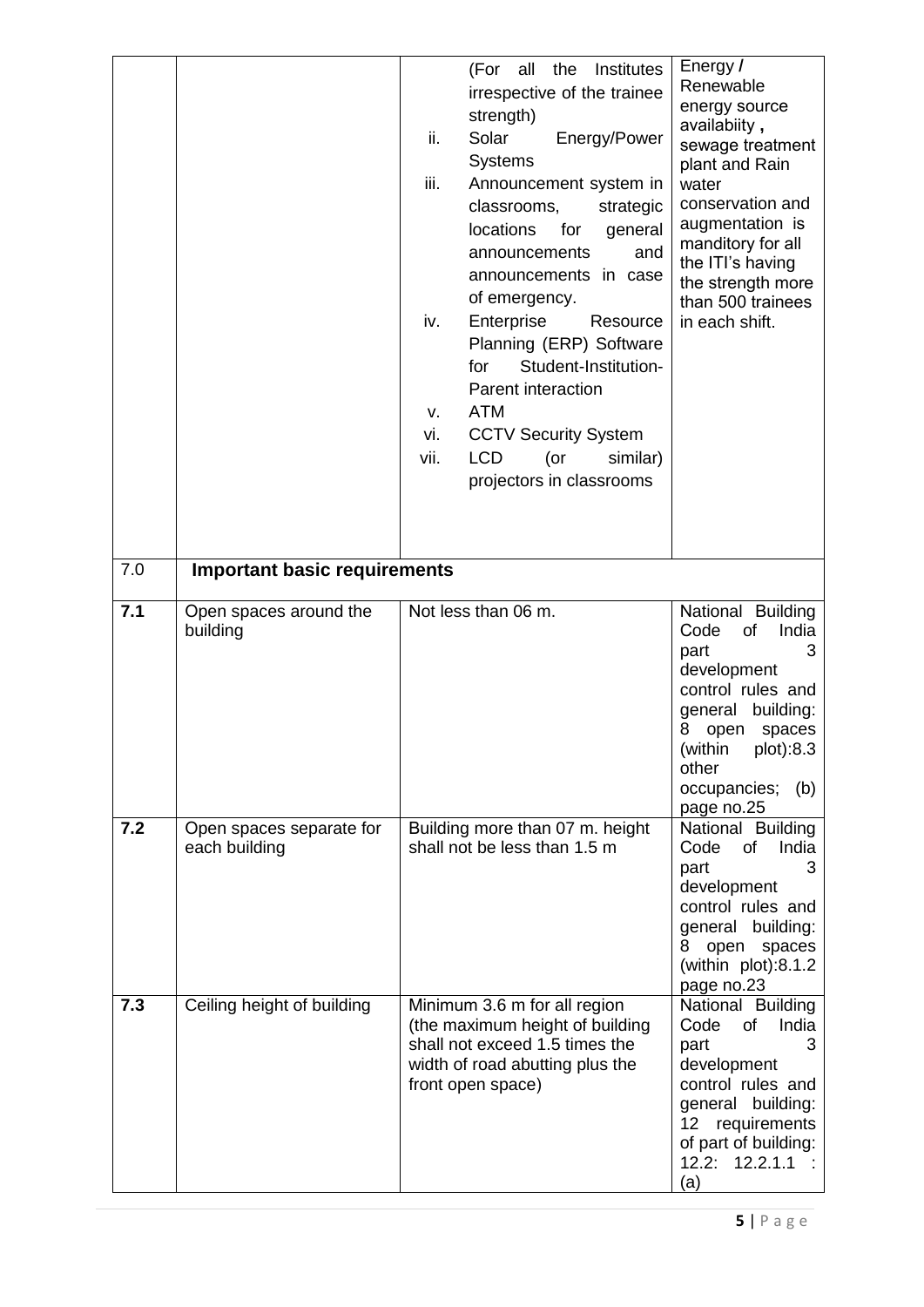| | | | |
|---|---|---|---|
| | | (For all the Institutes irrespective of the trainee strength)<br>ii. Solar Energy/Power Systems<br>iii. Announcement system in classrooms, strategic locations for general announcements and announcements in case of emergency.<br>iv. Enterprise Resource Planning (ERP) Software for Student-Institution-Parent interaction<br>v. ATM<br>vi. CCTV Security System<br>vii. LCD (or similar) projectors in classrooms | Energy / Renewable energy source availabiity , sewage treatment plant and Rain water conservation and augmentation is manditory for all the ITI's having the strength more than 500 trainees in each shift. |
| 7.0 | **Important basic requirements** | | |
| **7.1** | Open spaces around the building | Not less than 06 m. | National Building Code of India part 3 development control rules and general building: 8 open spaces (within plot):8.3 other occupancies; (b) page no.25 |
| **7.2** | Open spaces separate for each building | Building more than 07 m. height shall not be less than 1.5 m | National Building Code of India part 3 development control rules and general building: 8 open spaces (within plot):8.1.2 page no.23 |
| **7.3** | Ceiling height of building | Minimum 3.6 m for all region (the maximum height of building shall not exceed 1.5 times the width of road abutting plus the front open space) | National Building Code of India part 3 development control rules and general building: 12 requirements of part of building: 12.2: 12.2.1.1 : (a) |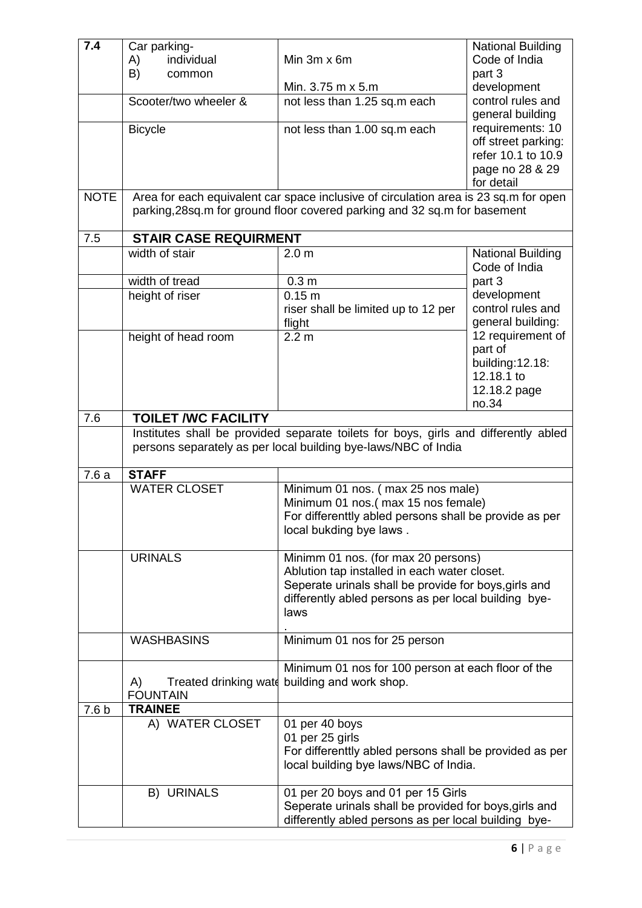| 7.4 | Car parking-<br>A) individual<br>B) common | Min 3m x 6m<br><br>Min. 3.75 m x 5.m | National Building Code of India part 3 development control rules and general building requirements: 10 off street parking: refer 10.1 to 10.9 page no 28 & 29 for detail |
|---|---|---|---|
| | Scooter/two wheeler & | not less than 1.25 sq.m each | |
| | Bicycle | not less than 1.00 sq.m each | |
| NOTE | Area for each equivalent car space inclusive of circulation area is 23 sq.m for open parking,28sq.m for ground floor covered parking and 32 sq.m for basement | | |
| 7.5 | **STAIR CASE REQUIRMENT** | | |
| | width of stair | 2.0 m | National Building Code of India part 3 development control rules and general building: 12 requirement of part of building:12.18: 12.18.1 to 12.18.2 page no.34 |
| | width of tread | 0.3 m | |
| | height of riser | 0.15 m<br>riser shall be limited up to 12 per flight | |
| | height of head room | 2.2 m | |
| 7.6 | **TOILET /WC FACILITY** | | |
| | Institutes shall be provided separate toilets for boys, girls and differently abled persons separately as per local building bye-laws/NBC of India | | |
| 7.6 a | **STAFF** | | |
| | WATER CLOSET | Minimum 01 nos. ( max 25 nos male)<br>Minimum 01 nos.( max 15 nos female)<br>For differenttly abled persons shall be provide as per local bukding bye laws . | |
| | URINALS | Minimm 01 nos. (for max 20 persons)<br>Ablution tap installed in each water closet.<br>Seperate urinals shall be provide for boys,girls and differently abled persons as per local building bye-laws<br>. | |
| | WASHBASINS | Minimum 01 nos for 25 person | |
| | A) Treated drinking wate FOUNTAIN | Minimum 01 nos for 100 person at each floor of the building and work shop. | |
| 7.6 b | **TRAINEE** | | |
| | A) WATER CLOSET | 01 per 40 boys<br>01 per 25 girls<br>For differenttly abled persons shall be provided as per local building bye laws/NBC of India. | |
| | B) URINALS | 01 per 20 boys and 01 per 15 Girls<br>Seperate urinals shall be provided for boys,girls and differently abled persons as per local building bye- | |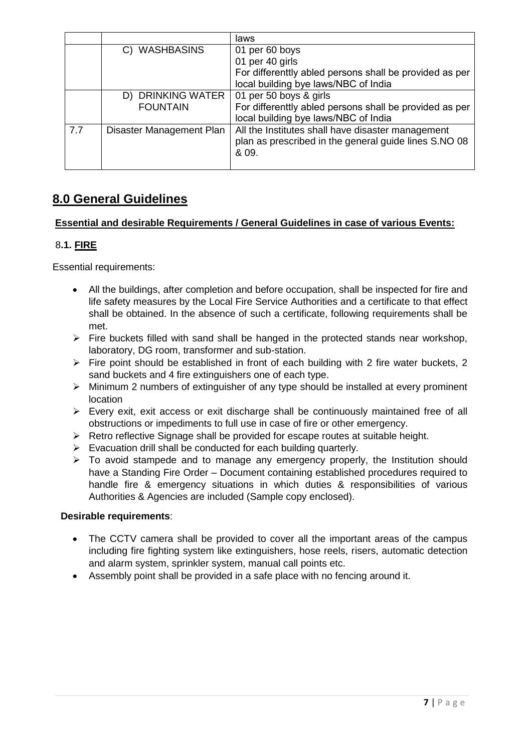| | | laws |
|---|---|---|
| | C) WASHBASINS | 01 per 60 boys<br>01 per 40 girls<br>For differenttly abled persons shall be provided as per local building bye laws/NBC of India |
| | D) DRINKING WATER FOUNTAIN | 01 per 50 boys & girls<br>For differenttly abled persons shall be provided as per local building bye laws/NBC of India |
| 7.7 | Disaster Management Plan | All the Institutes shall have disaster management plan as prescribed in the general guide lines S.NO 08 & 09. |

## 8.0 General Guidelines

**Essential and desirable Requirements / General Guidelines in case of various Events:**

### 8.1. FIRE

Essential requirements:

- All the buildings, after completion and before occupation, shall be inspected for fire and life safety measures by the Local Fire Service Authorities and a certificate to that effect shall be obtained. In the absence of such a certificate, following requirements shall be met.
  - Fire buckets filled with sand shall be hanged in the protected stands near workshop, laboratory, DG room, transformer and sub-station.
  - Fire point should be established in front of each building with 2 fire water buckets, 2 sand buckets and 4 fire extinguishers one of each type.
  - Minimum 2 numbers of extinguisher of any type should be installed at every prominent location
  - Every exit, exit access or exit discharge shall be continuously maintained free of all obstructions or impediments to full use in case of fire or other emergency.
  - Retro reflective Signage shall be provided for escape routes at suitable height.
  - Evacuation drill shall be conducted for each building quarterly.
  - To avoid stampede and to manage any emergency properly, the Institution should have a Standing Fire Order – Document containing established procedures required to handle fire & emergency situations in which duties & responsibilities of various Authorities & Agencies are included (Sample copy enclosed).

**Desirable requirements**:

- The CCTV camera shall be provided to cover all the important areas of the campus including fire fighting system like extinguishers, hose reels, risers, automatic detection and alarm system, sprinkler system, manual call points etc.
- Assembly point shall be provided in a safe place with no fencing around it.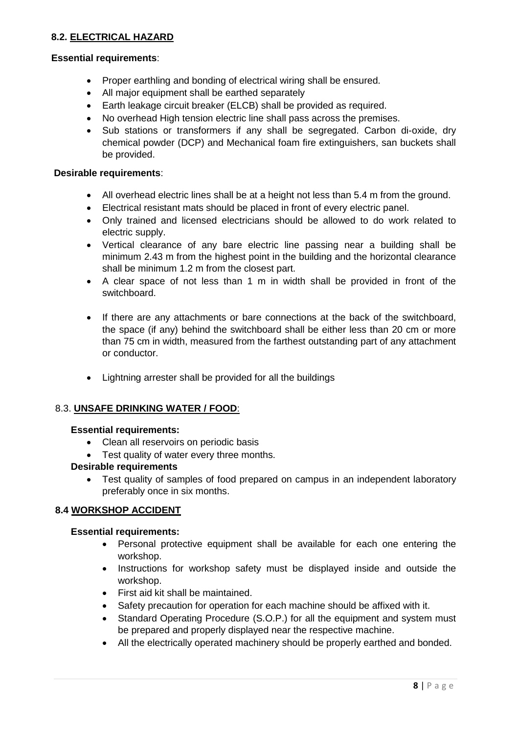## 8.2. ELECTRICAL HAZARD

**Essential requirements**:

- Proper earthling and bonding of electrical wiring shall be ensured.
- All major equipment shall be earthed separately
- Earth leakage circuit breaker (ELCB) shall be provided as required.
- No overhead High tension electric line shall pass across the premises.
- Sub stations or transformers if any shall be segregated. Carbon di-oxide, dry chemical powder (DCP) and Mechanical foam fire extinguishers, san buckets shall be provided.

**Desirable requirements**:

- All overhead electric lines shall be at a height not less than 5.4 m from the ground.
- Electrical resistant mats should be placed in front of every electric panel.
- Only trained and licensed electricians should be allowed to do work related to electric supply.
- Vertical clearance of any bare electric line passing near a building shall be minimum 2.43 m from the highest point in the building and the horizontal clearance shall be minimum 1.2 m from the closest part.
- A clear space of not less than 1 m in width shall be provided in front of the switchboard.
- If there are any attachments or bare connections at the back of the switchboard, the space (if any) behind the switchboard shall be either less than 20 cm or more than 75 cm in width, measured from the farthest outstanding part of any attachment or conductor.
- Lightning arrester shall be provided for all the buildings

## 8.3. UNSAFE DRINKING WATER / FOOD:

**Essential requirements:**

- Clean all reservoirs on periodic basis
- Test quality of water every three months.

**Desirable requirements**

- Test quality of samples of food prepared on campus in an independent laboratory preferably once in six months.

## 8.4 WORKSHOP ACCIDENT

**Essential requirements:**

- Personal protective equipment shall be available for each one entering the workshop.
- Instructions for workshop safety must be displayed inside and outside the workshop.
- First aid kit shall be maintained.
- Safety precaution for operation for each machine should be affixed with it.
- Standard Operating Procedure (S.O.P.) for all the equipment and system must be prepared and properly displayed near the respective machine.
- All the electrically operated machinery should be properly earthed and bonded.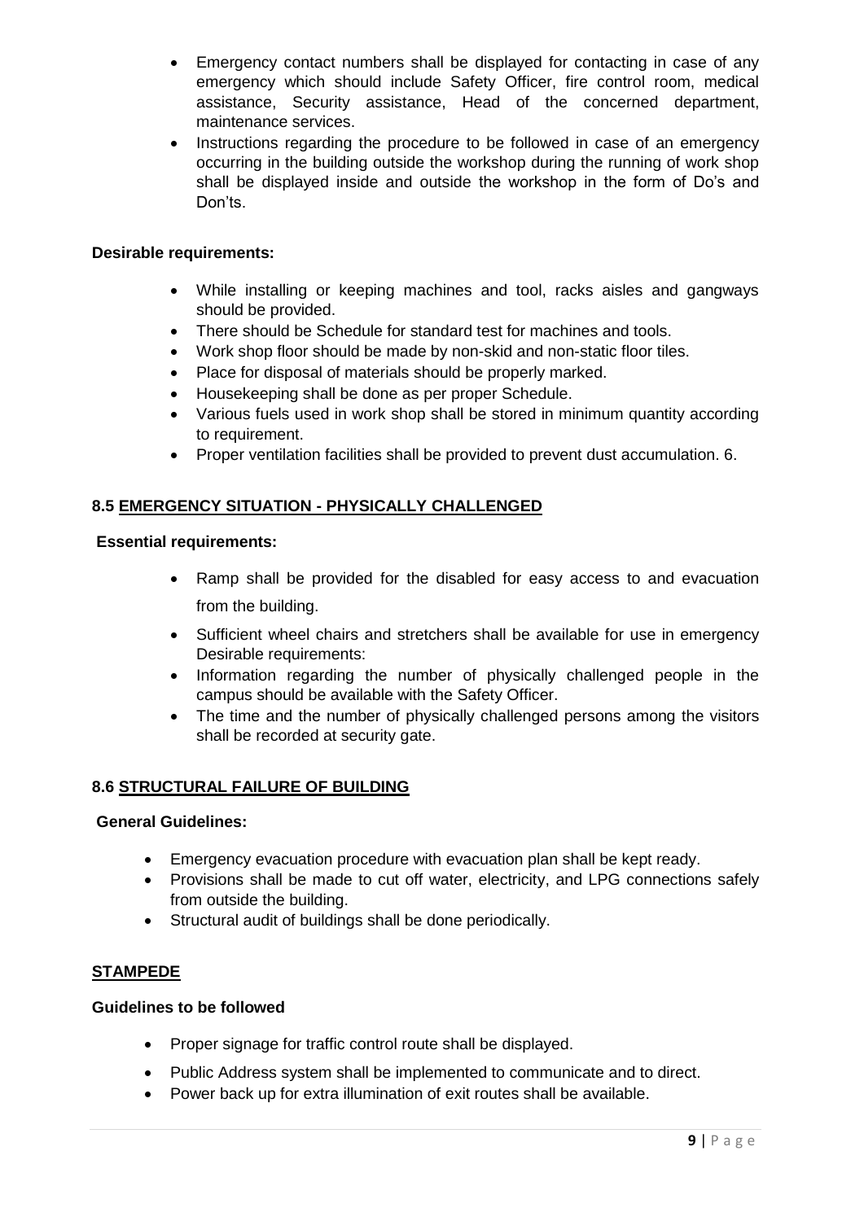- Emergency contact numbers shall be displayed for contacting in case of any emergency which should include Safety Officer, fire control room, medical assistance, Security assistance, Head of the concerned department, maintenance services.
- Instructions regarding the procedure to be followed in case of an emergency occurring in the building outside the workshop during the running of work shop shall be displayed inside and outside the workshop in the form of Do's and Don'ts.

**Desirable requirements:**

- While installing or keeping machines and tool, racks aisles and gangways should be provided.
- There should be Schedule for standard test for machines and tools.
- Work shop floor should be made by non-skid and non-static floor tiles.
- Place for disposal of materials should be properly marked.
- Housekeeping shall be done as per proper Schedule.
- Various fuels used in work shop shall be stored in minimum quantity according to requirement.
- Proper ventilation facilities shall be provided to prevent dust accumulation. 6.

### 8.5 EMERGENCY SITUATION - PHYSICALLY CHALLENGED

**Essential requirements:**

- Ramp shall be provided for the disabled for easy access to and evacuation from the building.
- Sufficient wheel chairs and stretchers shall be available for use in emergency Desirable requirements:
- Information regarding the number of physically challenged people in the campus should be available with the Safety Officer.
- The time and the number of physically challenged persons among the visitors shall be recorded at security gate.

### 8.6 STRUCTURAL FAILURE OF BUILDING

**General Guidelines:**

- Emergency evacuation procedure with evacuation plan shall be kept ready.
- Provisions shall be made to cut off water, electricity, and LPG connections safely from outside the building.
- Structural audit of buildings shall be done periodically.

### STAMPEDE

**Guidelines to be followed**

- Proper signage for traffic control route shall be displayed.
- Public Address system shall be implemented to communicate and to direct.
- Power back up for extra illumination of exit routes shall be available.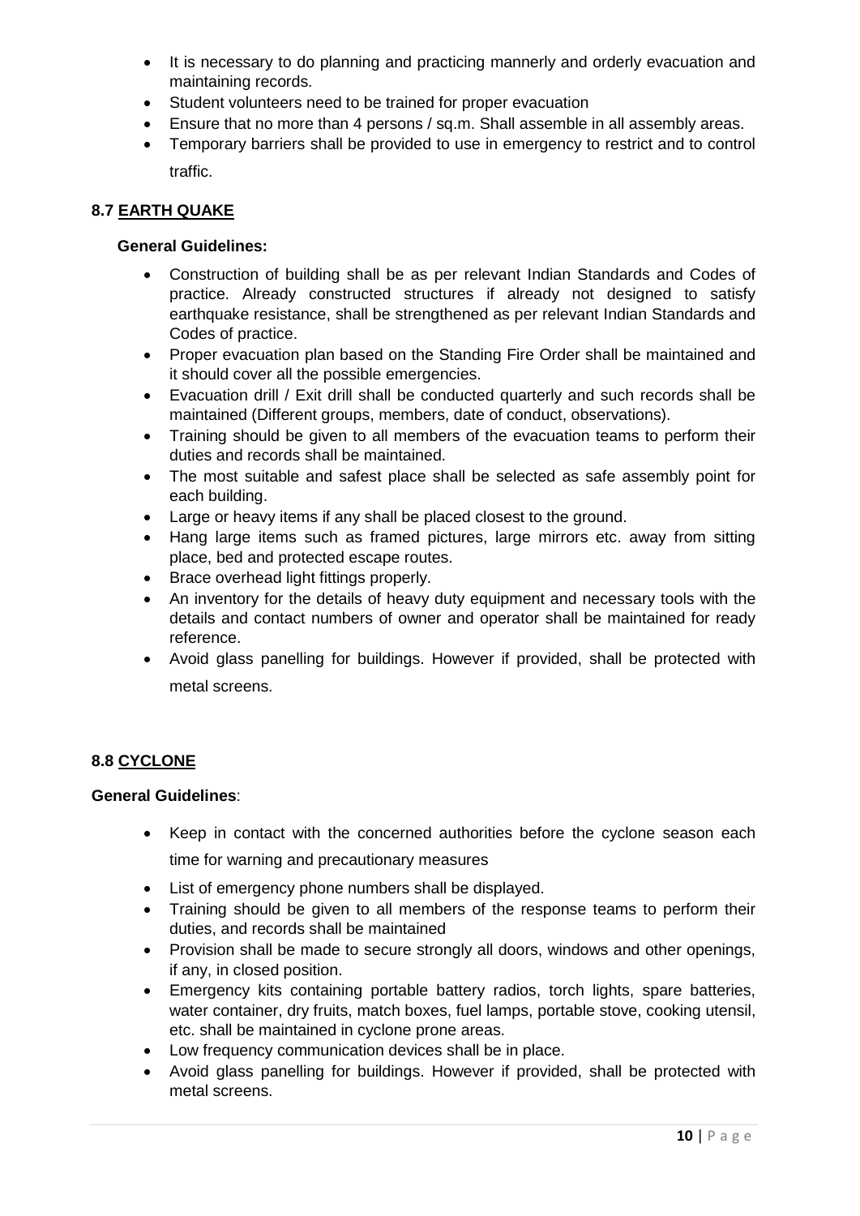- It is necessary to do planning and practicing mannerly and orderly evacuation and maintaining records.
- Student volunteers need to be trained for proper evacuation
- Ensure that no more than 4 persons / sq.m. Shall assemble in all assembly areas.
- Temporary barriers shall be provided to use in emergency to restrict and to control traffic.

### 8.7 EARTH QUAKE

**General Guidelines:**

- Construction of building shall be as per relevant Indian Standards and Codes of practice. Already constructed structures if already not designed to satisfy earthquake resistance, shall be strengthened as per relevant Indian Standards and Codes of practice.
- Proper evacuation plan based on the Standing Fire Order shall be maintained and it should cover all the possible emergencies.
- Evacuation drill / Exit drill shall be conducted quarterly and such records shall be maintained (Different groups, members, date of conduct, observations).
- Training should be given to all members of the evacuation teams to perform their duties and records shall be maintained.
- The most suitable and safest place shall be selected as safe assembly point for each building.
- Large or heavy items if any shall be placed closest to the ground.
- Hang large items such as framed pictures, large mirrors etc. away from sitting place, bed and protected escape routes.
- Brace overhead light fittings properly.
- An inventory for the details of heavy duty equipment and necessary tools with the details and contact numbers of owner and operator shall be maintained for ready reference.
- Avoid glass panelling for buildings. However if provided, shall be protected with metal screens.

### 8.8 CYCLONE

**General Guidelines**:

- Keep in contact with the concerned authorities before the cyclone season each time for warning and precautionary measures
- List of emergency phone numbers shall be displayed.
- Training should be given to all members of the response teams to perform their duties, and records shall be maintained
- Provision shall be made to secure strongly all doors, windows and other openings, if any, in closed position.
- Emergency kits containing portable battery radios, torch lights, spare batteries, water container, dry fruits, match boxes, fuel lamps, portable stove, cooking utensil, etc. shall be maintained in cyclone prone areas.
- Low frequency communication devices shall be in place.
- Avoid glass panelling for buildings. However if provided, shall be protected with metal screens.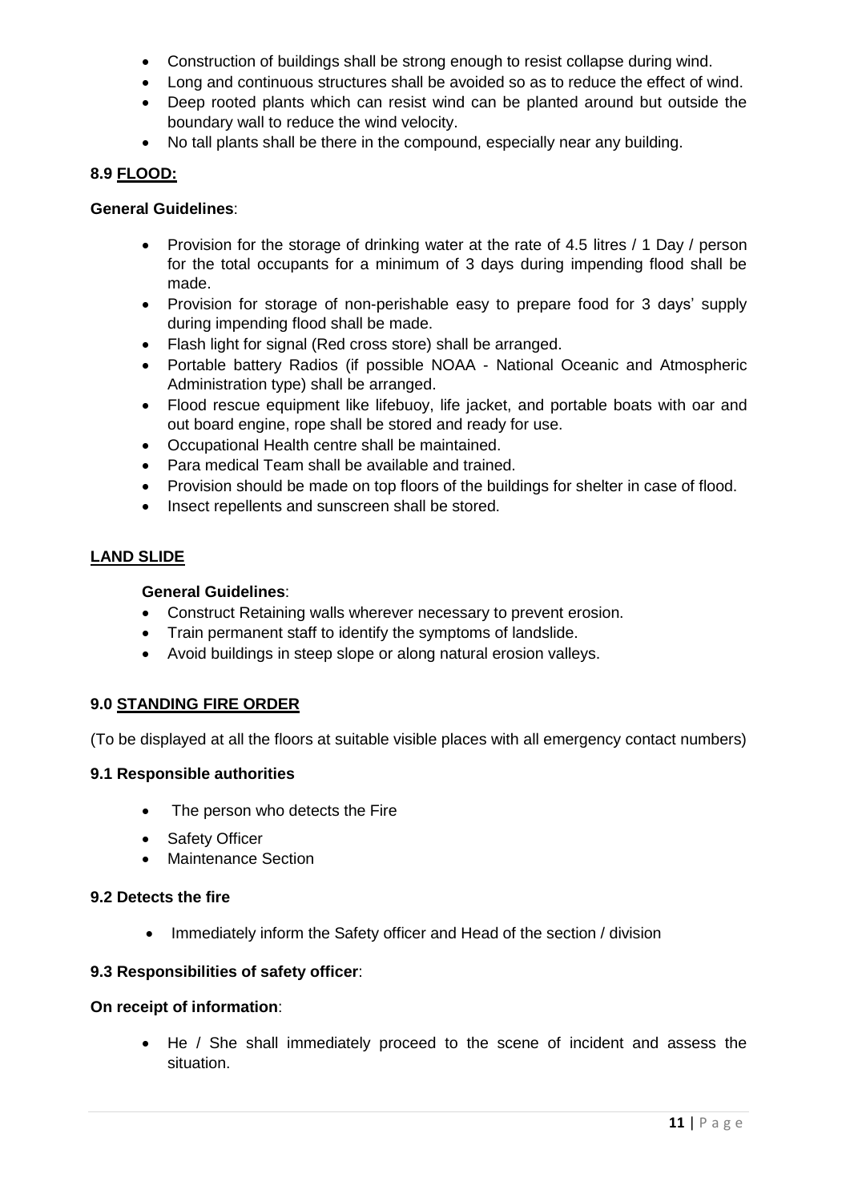- Construction of buildings shall be strong enough to resist collapse during wind.
- Long and continuous structures shall be avoided so as to reduce the effect of wind.
- Deep rooted plants which can resist wind can be planted around but outside the boundary wall to reduce the wind velocity.
- No tall plants shall be there in the compound, especially near any building.

### 8.9 FLOOD:

**General Guidelines**:

- Provision for the storage of drinking water at the rate of 4.5 litres / 1 Day / person for the total occupants for a minimum of 3 days during impending flood shall be made.
- Provision for storage of non-perishable easy to prepare food for 3 days' supply during impending flood shall be made.
- Flash light for signal (Red cross store) shall be arranged.
- Portable battery Radios (if possible NOAA - National Oceanic and Atmospheric Administration type) shall be arranged.
- Flood rescue equipment like lifebuoy, life jacket, and portable boats with oar and out board engine, rope shall be stored and ready for use.
- Occupational Health centre shall be maintained.
- Para medical Team shall be available and trained.
- Provision should be made on top floors of the buildings for shelter in case of flood.
- Insect repellents and sunscreen shall be stored.

### LAND SLIDE

**General Guidelines**:

- Construct Retaining walls wherever necessary to prevent erosion.
- Train permanent staff to identify the symptoms of landslide.
- Avoid buildings in steep slope or along natural erosion valleys.

## 9.0 STANDING FIRE ORDER

(To be displayed at all the floors at suitable visible places with all emergency contact numbers)

### 9.1 Responsible authorities

- The person who detects the Fire
- Safety Officer
- Maintenance Section

### 9.2 Detects the fire

- Immediately inform the Safety officer and Head of the section / division

### 9.3 Responsibilities of safety officer:

**On receipt of information**:

- He / She shall immediately proceed to the scene of incident and assess the situation.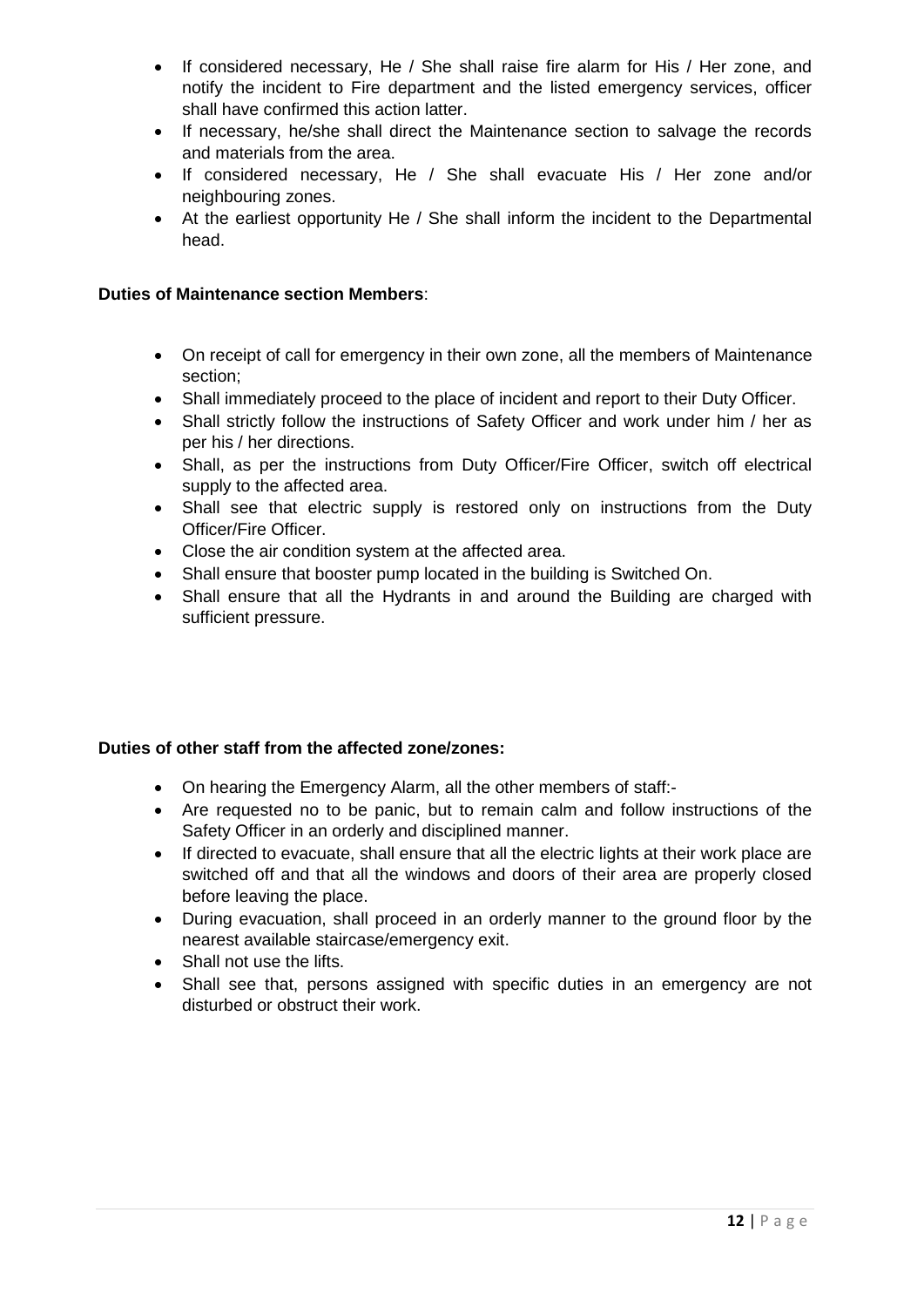- If considered necessary, He / She shall raise fire alarm for His / Her zone, and notify the incident to Fire department and the listed emergency services, officer shall have confirmed this action latter.
- If necessary, he/she shall direct the Maintenance section to salvage the records and materials from the area.
- If considered necessary, He / She shall evacuate His / Her zone and/or neighbouring zones.
- At the earliest opportunity He / She shall inform the incident to the Departmental head.

**Duties of Maintenance section Members**:

- On receipt of call for emergency in their own zone, all the members of Maintenance section;
- Shall immediately proceed to the place of incident and report to their Duty Officer.
- Shall strictly follow the instructions of Safety Officer and work under him / her as per his / her directions.
- Shall, as per the instructions from Duty Officer/Fire Officer, switch off electrical supply to the affected area.
- Shall see that electric supply is restored only on instructions from the Duty Officer/Fire Officer.
- Close the air condition system at the affected area.
- Shall ensure that booster pump located in the building is Switched On.
- Shall ensure that all the Hydrants in and around the Building are charged with sufficient pressure.

**Duties of other staff from the affected zone/zones:**

- On hearing the Emergency Alarm, all the other members of staff:-
- Are requested no to be panic, but to remain calm and follow instructions of the Safety Officer in an orderly and disciplined manner.
- If directed to evacuate, shall ensure that all the electric lights at their work place are switched off and that all the windows and doors of their area are properly closed before leaving the place.
- During evacuation, shall proceed in an orderly manner to the ground floor by the nearest available staircase/emergency exit.
- Shall not use the lifts.
- Shall see that, persons assigned with specific duties in an emergency are not disturbed or obstruct their work.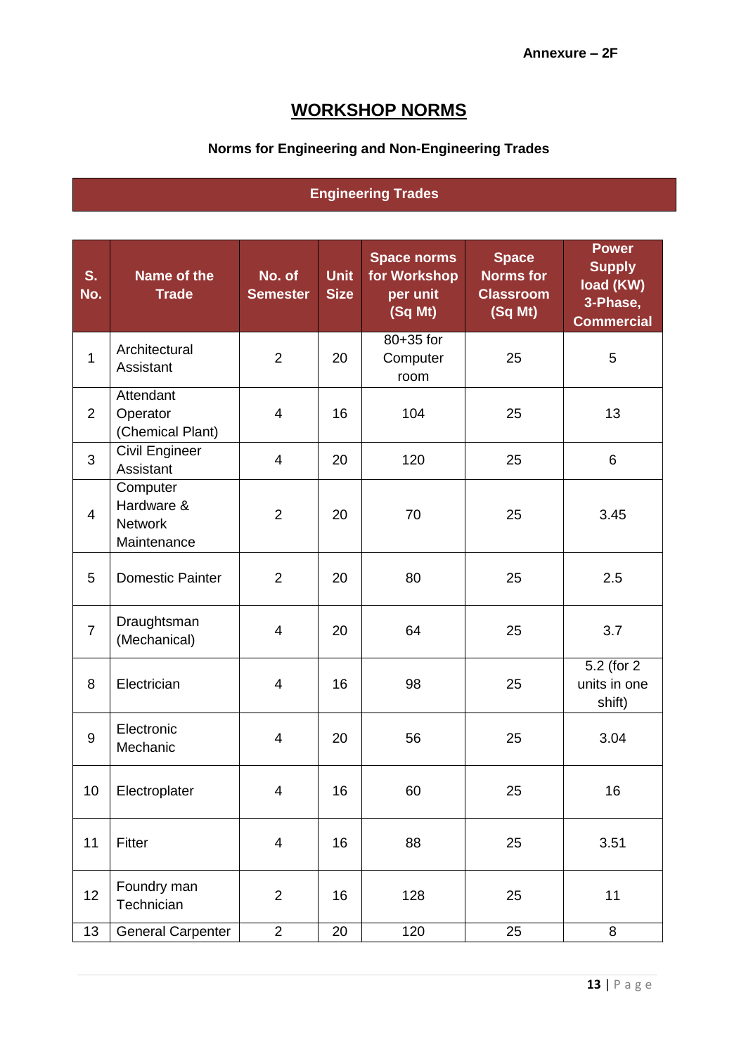Annexure – 2F

# WORKSHOP NORMS

## Norms for Engineering and Non-Engineering Trades

### Engineering Trades

| S. No. | Name of the Trade | No. of Semester | Unit Size | Space norms for Workshop per unit (Sq Mt) | Space Norms for Classroom (Sq Mt) | Power Supply load (KW) 3-Phase, Commercial |
|---|---|---|---|---|---|---|
| 1 | Architectural Assistant | 2 | 20 | 80+35 for Computer room | 25 | 5 |
| 2 | Attendant Operator (Chemical Plant) | 4 | 16 | 104 | 25 | 13 |
| 3 | Civil Engineer Assistant | 4 | 20 | 120 | 25 | 6 |
| 4 | Computer Hardware & Network Maintenance | 2 | 20 | 70 | 25 | 3.45 |
| 5 | Domestic Painter | 2 | 20 | 80 | 25 | 2.5 |
| 7 | Draughtsman (Mechanical) | 4 | 20 | 64 | 25 | 3.7 |
| 8 | Electrician | 4 | 16 | 98 | 25 | 5.2 (for 2 units in one shift) |
| 9 | Electronic Mechanic | 4 | 20 | 56 | 25 | 3.04 |
| 10 | Electroplater | 4 | 16 | 60 | 25 | 16 |
| 11 | Fitter | 4 | 16 | 88 | 25 | 3.51 |
| 12 | Foundry man Technician | 2 | 16 | 128 | 25 | 11 |
| 13 | General Carpenter | 2 | 20 | 120 | 25 | 8 |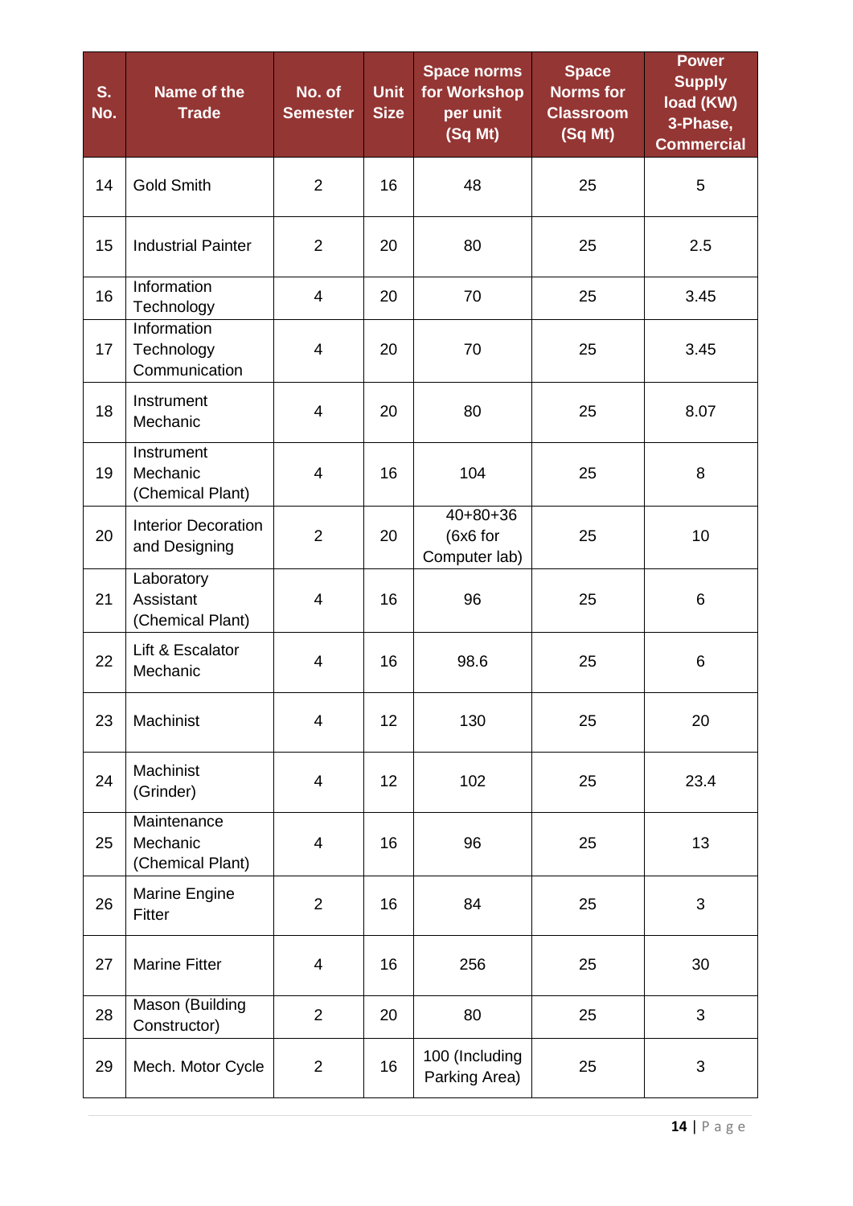| S. No. | Name of the Trade | No. of Semester | Unit Size | Space norms for Workshop per unit (Sq Mt) | Space Norms for Classroom (Sq Mt) | Power Supply load (KW) 3-Phase, Commercial |
|---|---|---|---|---|---|---|
| 14 | Gold Smith | 2 | 16 | 48 | 25 | 5 |
| 15 | Industrial Painter | 2 | 20 | 80 | 25 | 2.5 |
| 16 | Information Technology | 4 | 20 | 70 | 25 | 3.45 |
| 17 | Information Technology Communication | 4 | 20 | 70 | 25 | 3.45 |
| 18 | Instrument Mechanic | 4 | 20 | 80 | 25 | 8.07 |
| 19 | Instrument Mechanic (Chemical Plant) | 4 | 16 | 104 | 25 | 8 |
| 20 | Interior Decoration and Designing | 2 | 20 | 40+80+36 (6x6 for Computer lab) | 25 | 10 |
| 21 | Laboratory Assistant (Chemical Plant) | 4 | 16 | 96 | 25 | 6 |
| 22 | Lift & Escalator Mechanic | 4 | 16 | 98.6 | 25 | 6 |
| 23 | Machinist | 4 | 12 | 130 | 25 | 20 |
| 24 | Machinist (Grinder) | 4 | 12 | 102 | 25 | 23.4 |
| 25 | Maintenance Mechanic (Chemical Plant) | 4 | 16 | 96 | 25 | 13 |
| 26 | Marine Engine Fitter | 2 | 16 | 84 | 25 | 3 |
| 27 | Marine Fitter | 4 | 16 | 256 | 25 | 30 |
| 28 | Mason (Building Constructor) | 2 | 20 | 80 | 25 | 3 |
| 29 | Mech. Motor Cycle | 2 | 16 | 100 (Including Parking Area) | 25 | 3 |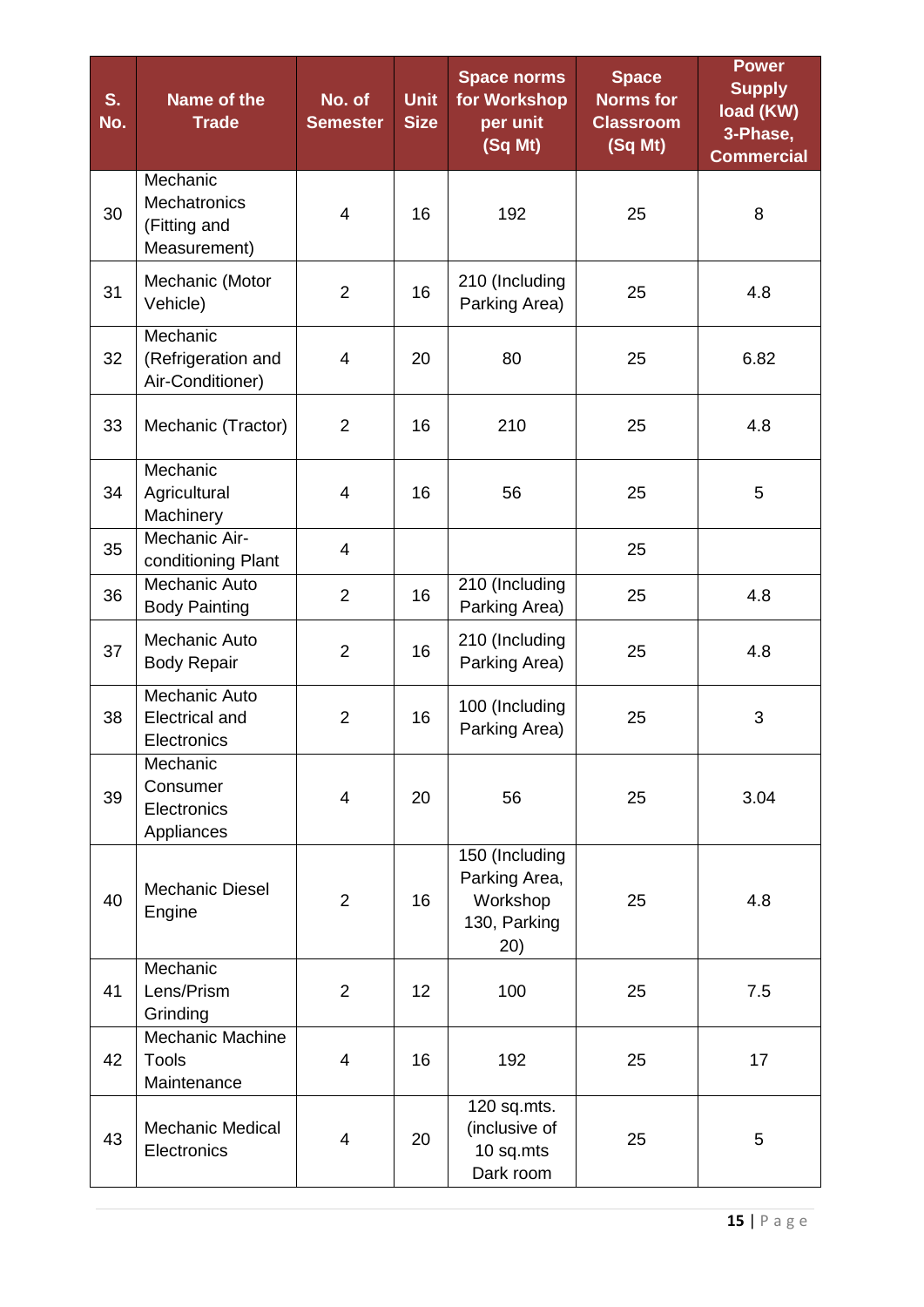| S. No. | Name of the Trade | No. of Semester | Unit Size | Space norms for Workshop per unit (Sq Mt) | Space Norms for Classroom (Sq Mt) | Power Supply load (KW) 3-Phase, Commercial |
|---|---|---|---|---|---|---|
| 30 | Mechanic Mechatronics (Fitting and Measurement) | 4 | 16 | 192 | 25 | 8 |
| 31 | Mechanic (Motor Vehicle) | 2 | 16 | 210 (Including Parking Area) | 25 | 4.8 |
| 32 | Mechanic (Refrigeration and Air-Conditioner) | 4 | 20 | 80 | 25 | 6.82 |
| 33 | Mechanic (Tractor) | 2 | 16 | 210 | 25 | 4.8 |
| 34 | Mechanic Agricultural Machinery | 4 | 16 | 56 | 25 | 5 |
| 35 | Mechanic Air-conditioning Plant | 4 | | | 25 | |
| 36 | Mechanic Auto Body Painting | 2 | 16 | 210 (Including Parking Area) | 25 | 4.8 |
| 37 | Mechanic Auto Body Repair | 2 | 16 | 210 (Including Parking Area) | 25 | 4.8 |
| 38 | Mechanic Auto Electrical and Electronics | 2 | 16 | 100 (Including Parking Area) | 25 | 3 |
| 39 | Mechanic Consumer Electronics Appliances | 4 | 20 | 56 | 25 | 3.04 |
| 40 | Mechanic Diesel Engine | 2 | 16 | 150 (Including Parking Area, Workshop 130, Parking 20) | 25 | 4.8 |
| 41 | Mechanic Lens/Prism Grinding | 2 | 12 | 100 | 25 | 7.5 |
| 42 | Mechanic Machine Tools Maintenance | 4 | 16 | 192 | 25 | 17 |
| 43 | Mechanic Medical Electronics | 4 | 20 | 120 sq.mts. (inclusive of 10 sq.mts Dark room | 25 | 5 |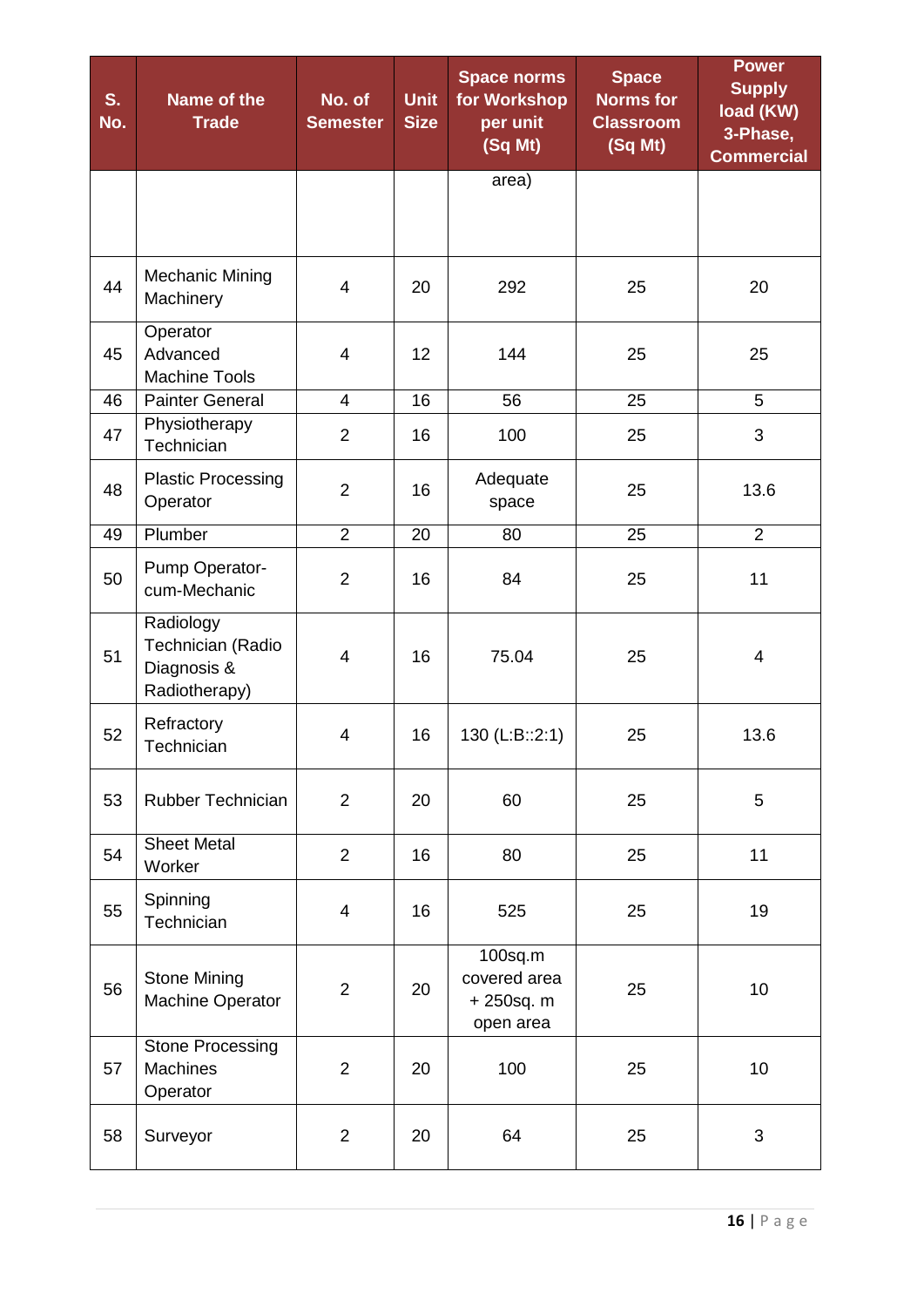| S. No. | Name of the Trade | No. of Semester | Unit Size | Space norms for Workshop per unit (Sq Mt) | Space Norms for Classroom (Sq Mt) | Power Supply load (KW) 3-Phase, Commercial |
|---|---|---|---|---|---|---|
| | | | | area) | | |
| 44 | Mechanic Mining Machinery | 4 | 20 | 292 | 25 | 20 |
| 45 | Operator Advanced Machine Tools | 4 | 12 | 144 | 25 | 25 |
| 46 | Painter General | 4 | 16 | 56 | 25 | 5 |
| 47 | Physiotherapy Technician | 2 | 16 | 100 | 25 | 3 |
| 48 | Plastic Processing Operator | 2 | 16 | Adequate space | 25 | 13.6 |
| 49 | Plumber | 2 | 20 | 80 | 25 | 2 |
| 50 | Pump Operator-cum-Mechanic | 2 | 16 | 84 | 25 | 11 |
| 51 | Radiology Technician (Radio Diagnosis & Radiotherapy) | 4 | 16 | 75.04 | 25 | 4 |
| 52 | Refractory Technician | 4 | 16 | 130 (L:B::2:1) | 25 | 13.6 |
| 53 | Rubber Technician | 2 | 20 | 60 | 25 | 5 |
| 54 | Sheet Metal Worker | 2 | 16 | 80 | 25 | 11 |
| 55 | Spinning Technician | 4 | 16 | 525 | 25 | 19 |
| 56 | Stone Mining Machine Operator | 2 | 20 | 100sq.m covered area + 250sq. m open area | 25 | 10 |
| 57 | Stone Processing Machines Operator | 2 | 20 | 100 | 25 | 10 |
| 58 | Surveyor | 2 | 20 | 64 | 25 | 3 |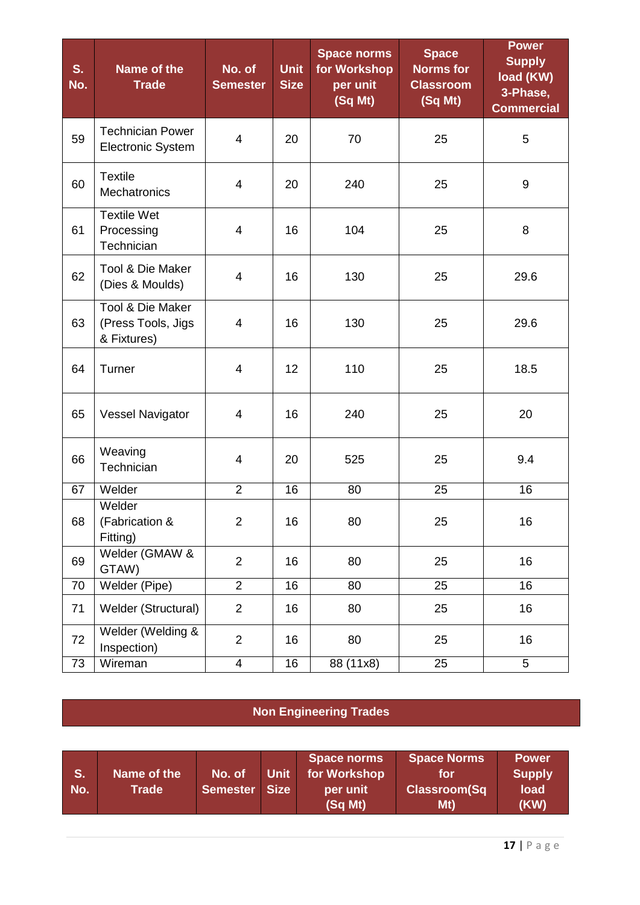| S. No. | Name of the Trade | No. of Semester | Unit Size | Space norms for Workshop per unit (Sq Mt) | Space Norms for Classroom (Sq Mt) | Power Supply load (KW) 3-Phase, Commercial |
|---|---|---|---|---|---|---|
| 59 | Technician Power Electronic System | 4 | 20 | 70 | 25 | 5 |
| 60 | Textile Mechatronics | 4 | 20 | 240 | 25 | 9 |
| 61 | Textile Wet Processing Technician | 4 | 16 | 104 | 25 | 8 |
| 62 | Tool & Die Maker (Dies & Moulds) | 4 | 16 | 130 | 25 | 29.6 |
| 63 | Tool & Die Maker (Press Tools, Jigs & Fixtures) | 4 | 16 | 130 | 25 | 29.6 |
| 64 | Turner | 4 | 12 | 110 | 25 | 18.5 |
| 65 | Vessel Navigator | 4 | 16 | 240 | 25 | 20 |
| 66 | Weaving Technician | 4 | 20 | 525 | 25 | 9.4 |
| 67 | Welder | 2 | 16 | 80 | 25 | 16 |
| 68 | Welder (Fabrication & Fitting) | 2 | 16 | 80 | 25 | 16 |
| 69 | Welder (GMAW & GTAW) | 2 | 16 | 80 | 25 | 16 |
| 70 | Welder (Pipe) | 2 | 16 | 80 | 25 | 16 |
| 71 | Welder (Structural) | 2 | 16 | 80 | 25 | 16 |
| 72 | Welder (Welding & Inspection) | 2 | 16 | 80 | 25 | 16 |
| 73 | Wireman | 4 | 16 | 88 (11x8) | 25 | 5 |

## Non Engineering Trades

| S. No. | Name of the Trade | No. of Semester | Unit Size | Space norms for Workshop per unit (Sq Mt) | Space Norms for Classroom(Sq Mt) | Power Supply load (KW) |
|---|---|---|---|---|---|---|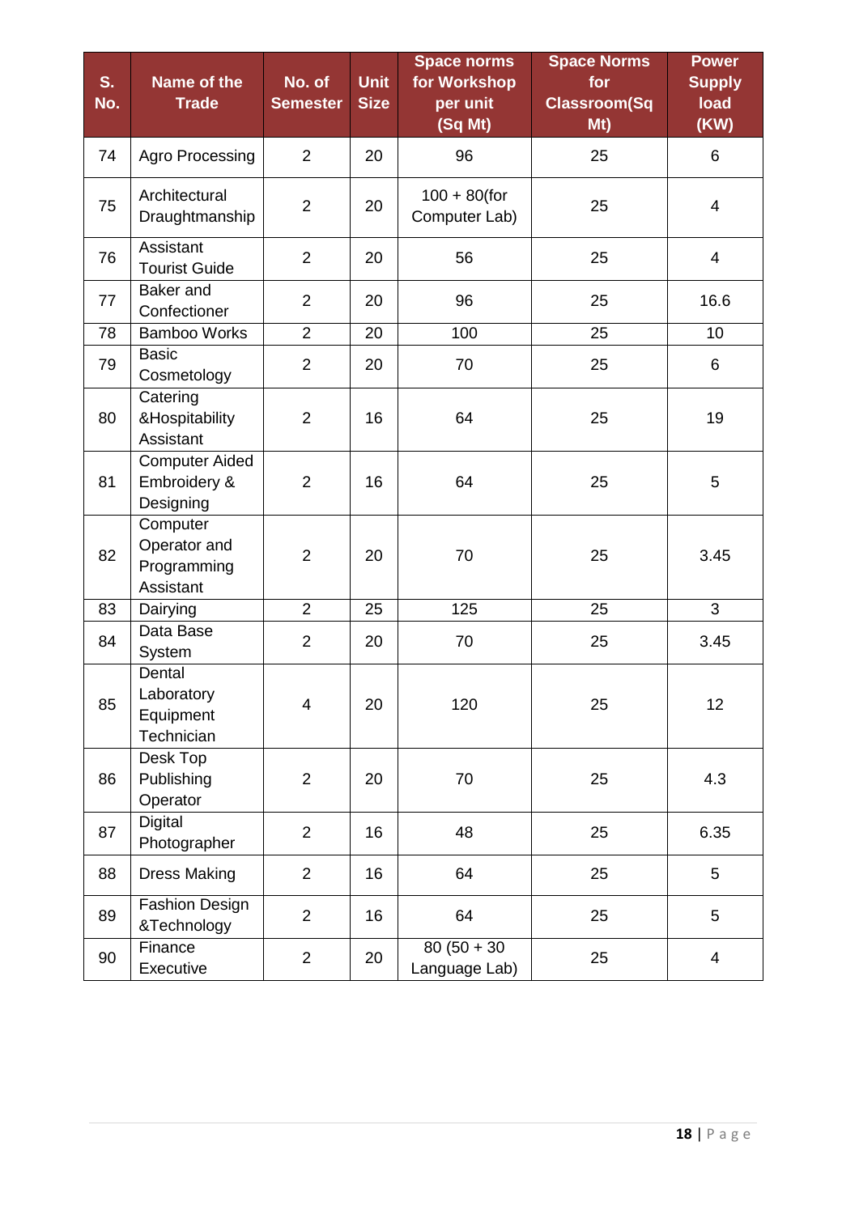| S. No. | Name of the Trade | No. of Semester | Unit Size | Space norms for Workshop per unit (Sq Mt) | Space Norms for Classroom(Sq Mt) | Power Supply load (KW) |
|---|---|---|---|---|---|---|
| 74 | Agro Processing | 2 | 20 | 96 | 25 | 6 |
| 75 | Architectural Draughtmanship | 2 | 20 | 100 + 80(for Computer Lab) | 25 | 4 |
| 76 | Assistant Tourist Guide | 2 | 20 | 56 | 25 | 4 |
| 77 | Baker and Confectioner | 2 | 20 | 96 | 25 | 16.6 |
| 78 | Bamboo Works | 2 | 20 | 100 | 25 | 10 |
| 79 | Basic Cosmetology | 2 | 20 | 70 | 25 | 6 |
| 80 | Catering &Hospitability Assistant | 2 | 16 | 64 | 25 | 19 |
| 81 | Computer Aided Embroidery & Designing | 2 | 16 | 64 | 25 | 5 |
| 82 | Computer Operator and Programming Assistant | 2 | 20 | 70 | 25 | 3.45 |
| 83 | Dairying | 2 | 25 | 125 | 25 | 3 |
| 84 | Data Base System | 2 | 20 | 70 | 25 | 3.45 |
| 85 | Dental Laboratory Equipment Technician | 4 | 20 | 120 | 25 | 12 |
| 86 | Desk Top Publishing Operator | 2 | 20 | 70 | 25 | 4.3 |
| 87 | Digital Photographer | 2 | 16 | 48 | 25 | 6.35 |
| 88 | Dress Making | 2 | 16 | 64 | 25 | 5 |
| 89 | Fashion Design &Technology | 2 | 16 | 64 | 25 | 5 |
| 90 | Finance Executive | 2 | 20 | 80 (50 + 30 Language Lab) | 25 | 4 |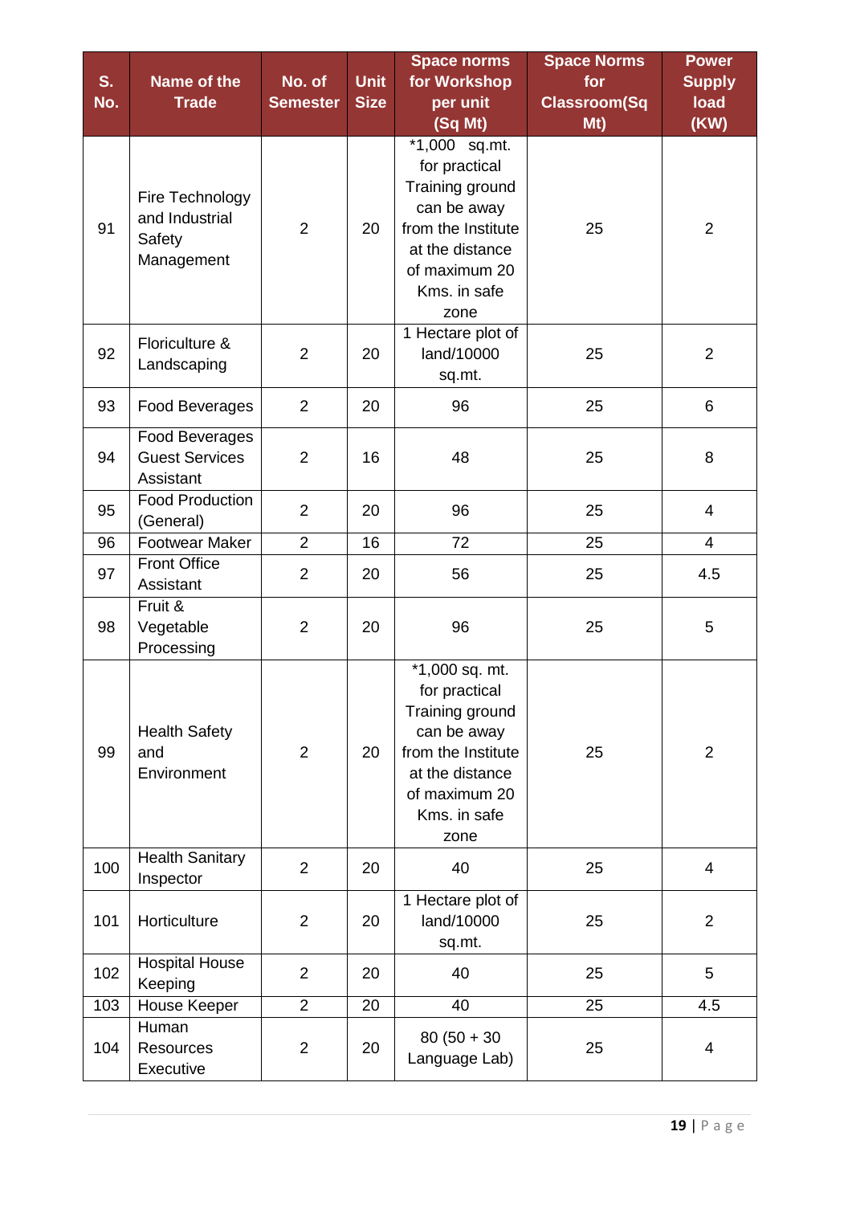| S. No. | Name of the Trade | No. of Semester | Unit Size | Space norms for Workshop per unit (Sq Mt) | Space Norms for Classroom(Sq Mt) | Power Supply load (KW) |
|---|---|---|---|---|---|---|
| 91 | Fire Technology and Industrial Safety Management | 2 | 20 | *1,000 sq.mt. for practical Training ground can be away from the Institute at the distance of maximum 20 Kms. in safe zone | 25 | 2 |
| 92 | Floriculture & Landscaping | 2 | 20 | 1 Hectare plot of land/10000 sq.mt. | 25 | 2 |
| 93 | Food Beverages | 2 | 20 | 96 | 25 | 6 |
| 94 | Food Beverages Guest Services Assistant | 2 | 16 | 48 | 25 | 8 |
| 95 | Food Production (General) | 2 | 20 | 96 | 25 | 4 |
| 96 | Footwear Maker | 2 | 16 | 72 | 25 | 4 |
| 97 | Front Office Assistant | 2 | 20 | 56 | 25 | 4.5 |
| 98 | Fruit & Vegetable Processing | 2 | 20 | 96 | 25 | 5 |
| 99 | Health Safety and Environment | 2 | 20 | *1,000 sq. mt. for practical Training ground can be away from the Institute at the distance of maximum 20 Kms. in safe zone | 25 | 2 |
| 100 | Health Sanitary Inspector | 2 | 20 | 40 | 25 | 4 |
| 101 | Horticulture | 2 | 20 | 1 Hectare plot of land/10000 sq.mt. | 25 | 2 |
| 102 | Hospital House Keeping | 2 | 20 | 40 | 25 | 5 |
| 103 | House Keeper | 2 | 20 | 40 | 25 | 4.5 |
| 104 | Human Resources Executive | 2 | 20 | 80 (50 + 30 Language Lab) | 25 | 4 |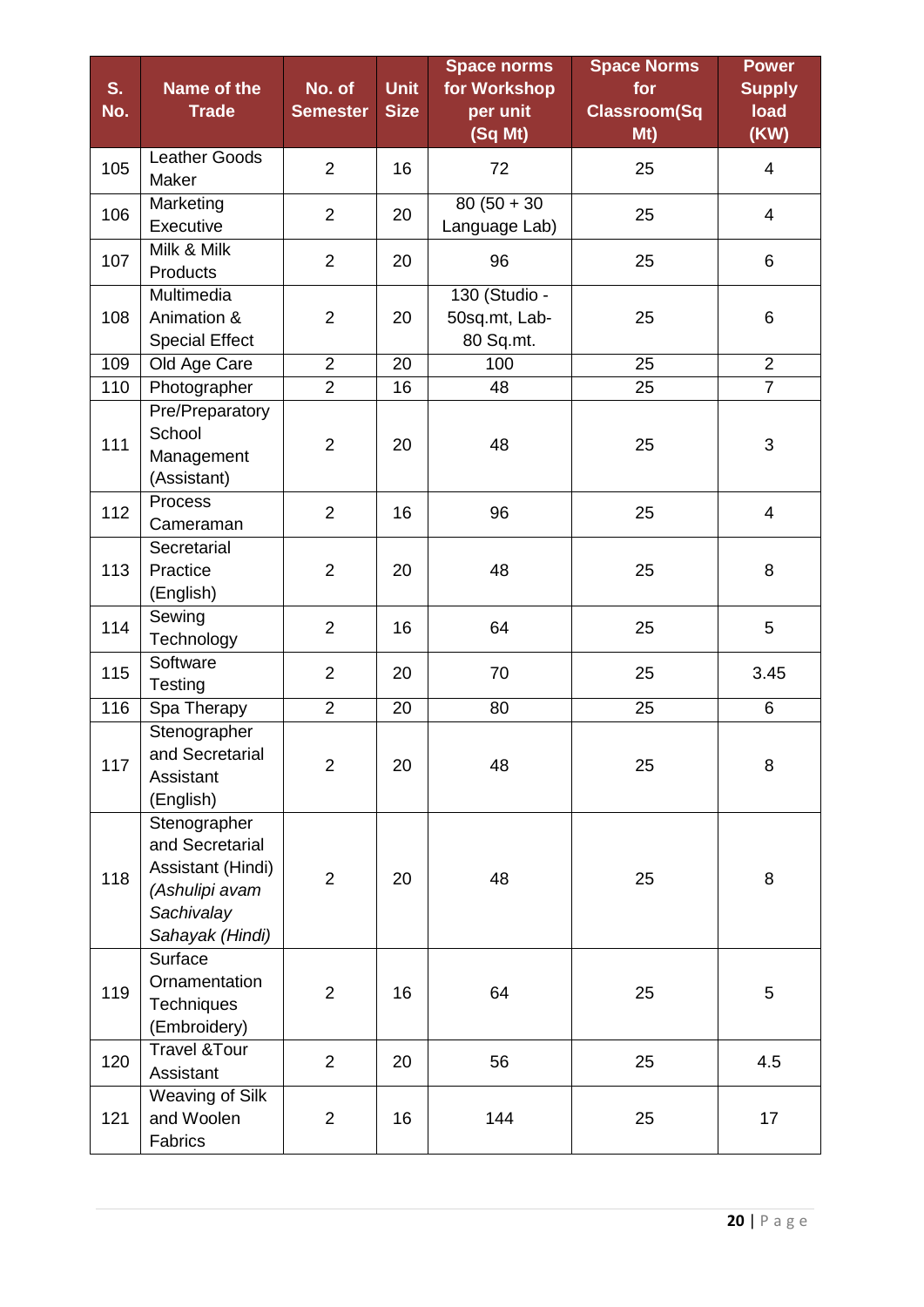| S. No. | Name of the Trade | No. of Semester | Unit Size | Space norms for Workshop per unit (Sq Mt) | Space Norms for Classroom(Sq Mt) | Power Supply load (KW) |
|---|---|---|---|---|---|---|
| 105 | Leather Goods Maker | 2 | 16 | 72 | 25 | 4 |
| 106 | Marketing Executive | 2 | 20 | 80 (50 + 30 Language Lab) | 25 | 4 |
| 107 | Milk & Milk Products | 2 | 20 | 96 | 25 | 6 |
| 108 | Multimedia Animation & Special Effect | 2 | 20 | 130 (Studio - 50sq.mt, Lab-80 Sq.mt. | 25 | 6 |
| 109 | Old Age Care | 2 | 20 | 100 | 25 | 2 |
| 110 | Photographer | 2 | 16 | 48 | 25 | 7 |
| 111 | Pre/Preparatory School Management (Assistant) | 2 | 20 | 48 | 25 | 3 |
| 112 | Process Cameraman | 2 | 16 | 96 | 25 | 4 |
| 113 | Secretarial Practice (English) | 2 | 20 | 48 | 25 | 8 |
| 114 | Sewing Technology | 2 | 16 | 64 | 25 | 5 |
| 115 | Software Testing | 2 | 20 | 70 | 25 | 3.45 |
| 116 | Spa Therapy | 2 | 20 | 80 | 25 | 6 |
| 117 | Stenographer and Secretarial Assistant (English) | 2 | 20 | 48 | 25 | 8 |
| 118 | Stenographer and Secretarial Assistant (Hindi) *(Ashulipi avam Sachivalay Sahayak (Hindi)* | 2 | 20 | 48 | 25 | 8 |
| 119 | Surface Ornamentation Techniques (Embroidery) | 2 | 16 | 64 | 25 | 5 |
| 120 | Travel &Tour Assistant | 2 | 20 | 56 | 25 | 4.5 |
| 121 | Weaving of Silk and Woolen Fabrics | 2 | 16 | 144 | 25 | 17 |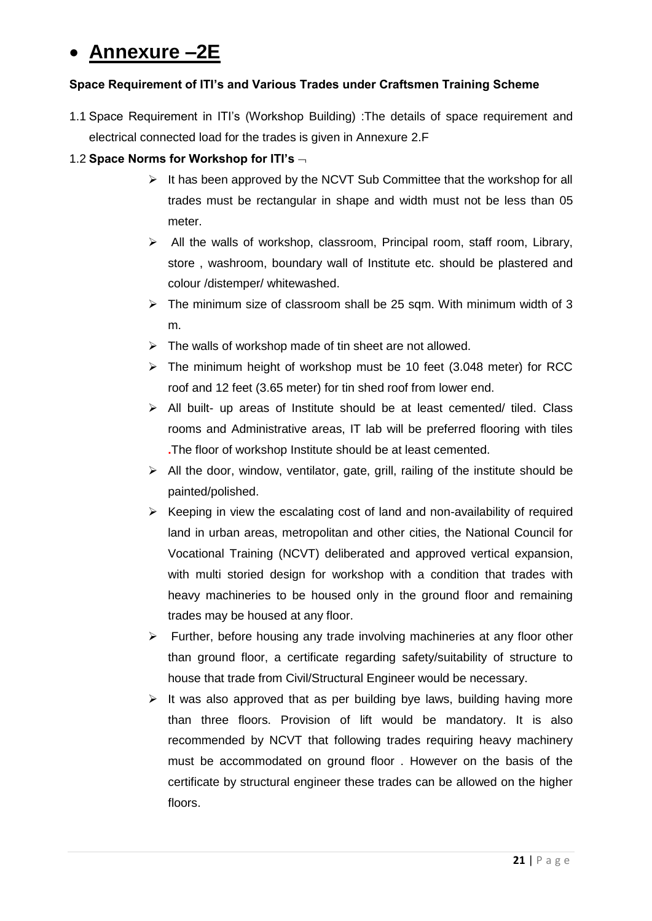# Annexure –2E

**Space Requirement of ITI's and Various Trades under Craftsmen Training Scheme**

1.1 Space Requirement in ITI's (Workshop Building) :The details of space requirement and electrical connected load for the trades is given in Annexure 2.F

1.2 **Space Norms for Workshop for ITI's** ¬

- It has been approved by the NCVT Sub Committee that the workshop for all trades must be rectangular in shape and width must not be less than 05 meter.
- All the walls of workshop, classroom, Principal room, staff room, Library, store , washroom, boundary wall of Institute etc. should be plastered and colour /distemper/ whitewashed.
- The minimum size of classroom shall be 25 sqm. With minimum width of 3 m.
- The walls of workshop made of tin sheet are not allowed.
- The minimum height of workshop must be 10 feet (3.048 meter) for RCC roof and 12 feet (3.65 meter) for tin shed roof from lower end.
- All built- up areas of Institute should be at least cemented/ tiled. Class rooms and Administrative areas, IT lab will be preferred flooring with tiles .The floor of workshop Institute should be at least cemented.
- All the door, window, ventilator, gate, grill, railing of the institute should be painted/polished.
- Keeping in view the escalating cost of land and non-availability of required land in urban areas, metropolitan and other cities, the National Council for Vocational Training (NCVT) deliberated and approved vertical expansion, with multi storied design for workshop with a condition that trades with heavy machineries to be housed only in the ground floor and remaining trades may be housed at any floor.
- Further, before housing any trade involving machineries at any floor other than ground floor, a certificate regarding safety/suitability of structure to house that trade from Civil/Structural Engineer would be necessary.
- It was also approved that as per building bye laws, building having more than three floors. Provision of lift would be mandatory. It is also recommended by NCVT that following trades requiring heavy machinery must be accommodated on ground floor . However on the basis of the certificate by structural engineer these trades can be allowed on the higher floors.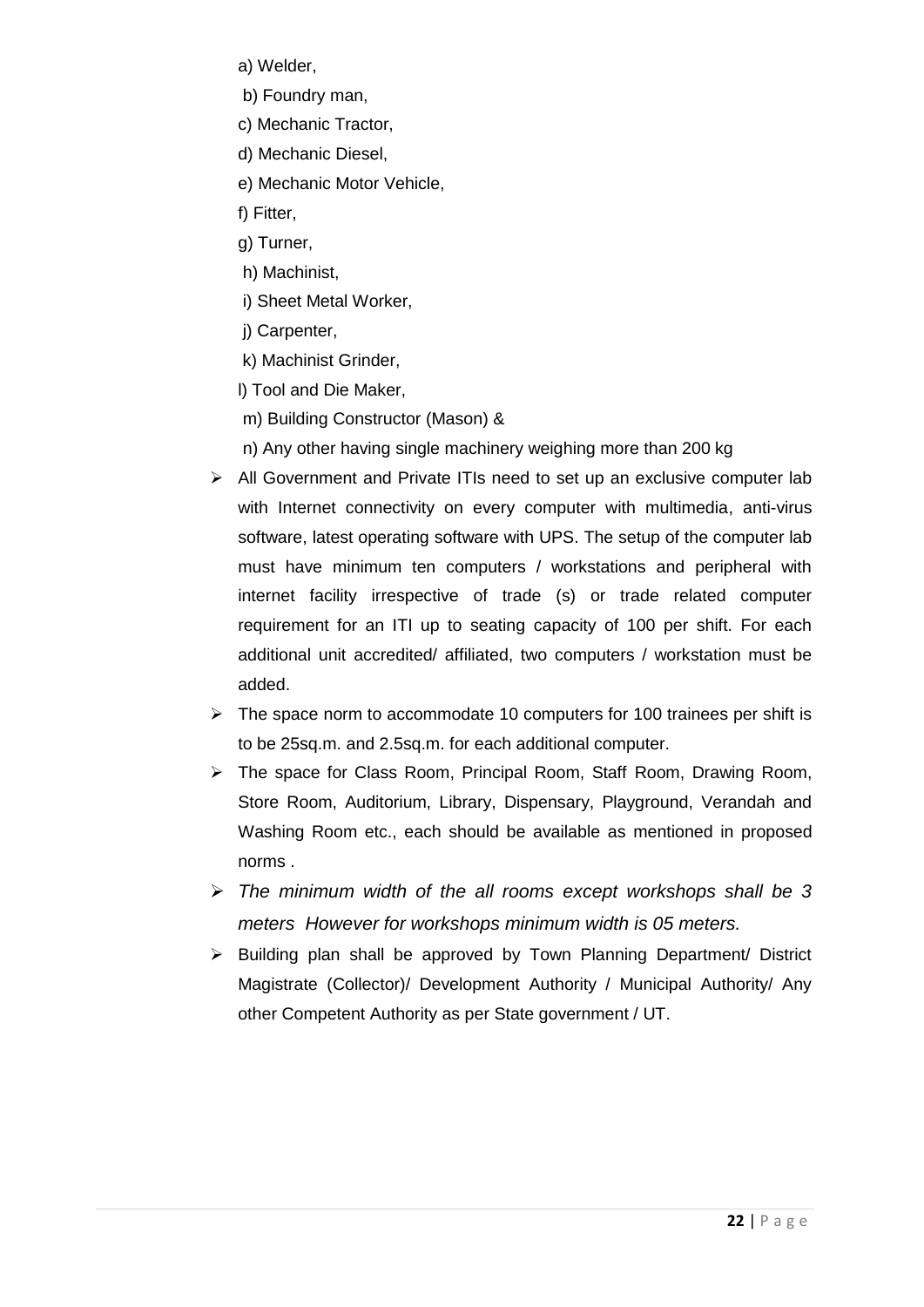a) Welder,

b) Foundry man,

c) Mechanic Tractor,

d) Mechanic Diesel,

e) Mechanic Motor Vehicle,

f) Fitter,

g) Turner,

h) Machinist,

i) Sheet Metal Worker,

j) Carpenter,

k) Machinist Grinder,

l) Tool and Die Maker,

m) Building Constructor (Mason) &

n) Any other having single machinery weighing more than 200 kg

- All Government and Private ITIs need to set up an exclusive computer lab with Internet connectivity on every computer with multimedia, anti-virus software, latest operating software with UPS. The setup of the computer lab must have minimum ten computers / workstations and peripheral with internet facility irrespective of trade (s) or trade related computer requirement for an ITI up to seating capacity of 100 per shift. For each additional unit accredited/ affiliated, two computers / workstation must be added.
- The space norm to accommodate 10 computers for 100 trainees per shift is to be 25sq.m. and 2.5sq.m. for each additional computer.
- The space for Class Room, Principal Room, Staff Room, Drawing Room, Store Room, Auditorium, Library, Dispensary, Playground, Verandah and Washing Room etc., each should be available as mentioned in proposed norms .
- *The minimum width of the all rooms except workshops shall be 3 meters However for workshops minimum width is 05 meters.*
- Building plan shall be approved by Town Planning Department/ District Magistrate (Collector)/ Development Authority / Municipal Authority/ Any other Competent Authority as per State government / UT.